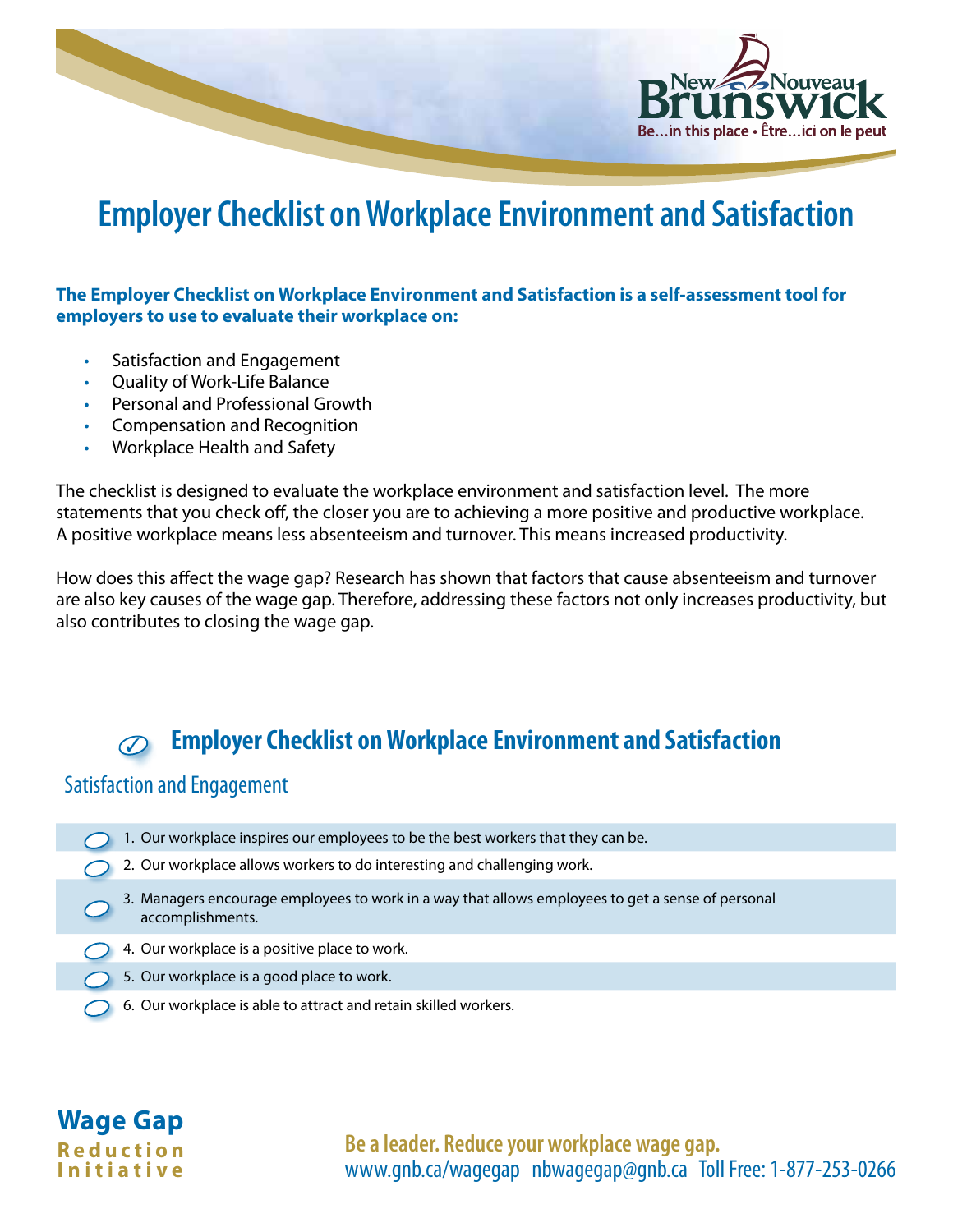# Employer Checklist on Workplace Environment and Satisfaction

**The Employer Checklist on Workplace Environment and Satisfaction is a self-assessment tool for employers to use to evaluate their workplace on:**

- Satisfaction and Engagement
- Quality of Work-Life Balance
- Personal and Professional Growth
- Compensation and Recognition
- Workplace Health and Safety

The checklist is designed to evaluate the workplace environment and satisfaction level. The more statements that you check off, the closer you are to achieving a more positive and productive workplace. A positive workplace means less absenteeism and turnover. This means increased productivity.

How does this affect the wage gap? Research has shown that factors that cause absenteeism and turnover are also key causes of the wage gap. Therefore, addressing these factors not only increases productivity, but also contributes to closing the wage gap.

## Employer Checklist on Workplace Environment and Satisfaction

### Satisfaction and Engagement

- ☐ 1. Our workplace inspires our employees to be the best workers that they can be.
- ☐ 2. Our workplace allows workers to do interesting and challenging work.
- ☐ 3. Managers encourage employees to work in a way that allows employees to get a sense of personal accomplishments.
- ☐ 4. Our workplace is a positive place to work.
- ☐ 5. Our workplace is a good place to work.
- ☐ 6. Our workplace is able to attract and retain skilled workers.

**Wage Gap Reduction Initiative**

Be a leader. Reduce your workplace wage gap.
www.gnb.ca/wagegap nbwagegap@gnb.ca Toll Free: 1-877-253-0266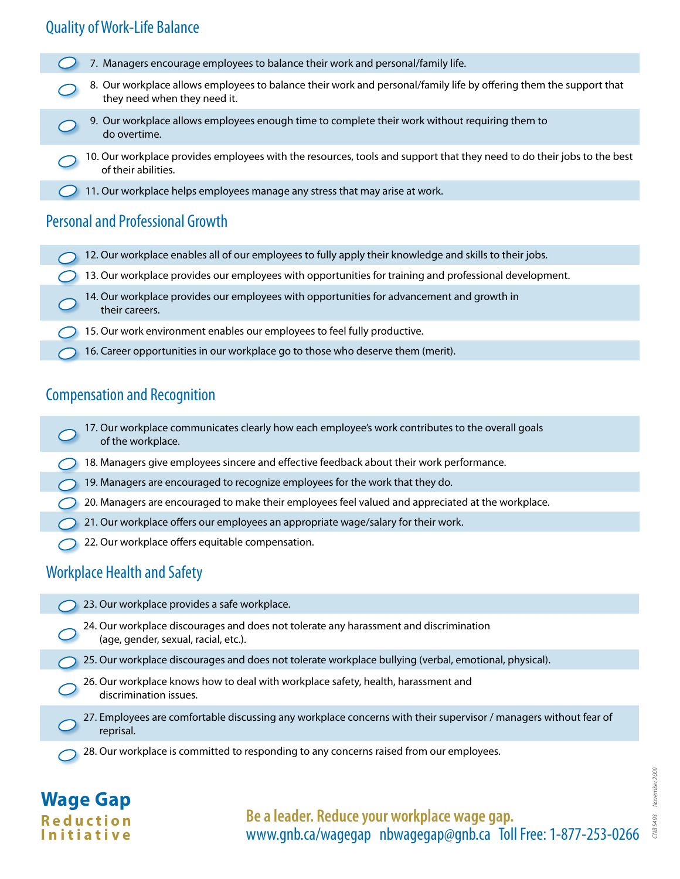## Quality of Work-Life Balance

- 7. Managers encourage employees to balance their work and personal/family life.
- 8. Our workplace allows employees to balance their work and personal/family life by offering them the support that they need when they need it.
- 9. Our workplace allows employees enough time to complete their work without requiring them to do overtime.
- 10. Our workplace provides employees with the resources, tools and support that they need to do their jobs to the best of their abilities.
- 11. Our workplace helps employees manage any stress that may arise at work.

## Personal and Professional Growth

- 12. Our workplace enables all of our employees to fully apply their knowledge and skills to their jobs.
- 13. Our workplace provides our employees with opportunities for training and professional development.
- 14. Our workplace provides our employees with opportunities for advancement and growth in their careers.
- 15. Our work environment enables our employees to feel fully productive.
- 16. Career opportunities in our workplace go to those who deserve them (merit).

## Compensation and Recognition

- 17. Our workplace communicates clearly how each employee's work contributes to the overall goals of the workplace.
- 18. Managers give employees sincere and effective feedback about their work performance.
- 19. Managers are encouraged to recognize employees for the work that they do.
- 20. Managers are encouraged to make their employees feel valued and appreciated at the workplace.
- 21. Our workplace offers our employees an appropriate wage/salary for their work.
- 22. Our workplace offers equitable compensation.

## Workplace Health and Safety

- 23. Our workplace provides a safe workplace.
- 24. Our workplace discourages and does not tolerate any harassment and discrimination (age, gender, sexual, racial, etc.).
- 25. Our workplace discourages and does not tolerate workplace bullying (verbal, emotional, physical).
- 26. Our workplace knows how to deal with workplace safety, health, harassment and discrimination issues.
- 27. Employees are comfortable discussing any workplace concerns with their supervisor / managers without fear of reprisal.
- 28. Our workplace is committed to responding to any concerns raised from our employees.

**Wage Gap Reduction Initiative**

**Be a leader. Reduce your workplace wage gap.**
www.gnb.ca/wagegap nbwagegap@gnb.ca Toll Free: 1-877-253-0266

CNB 5493 November 2009